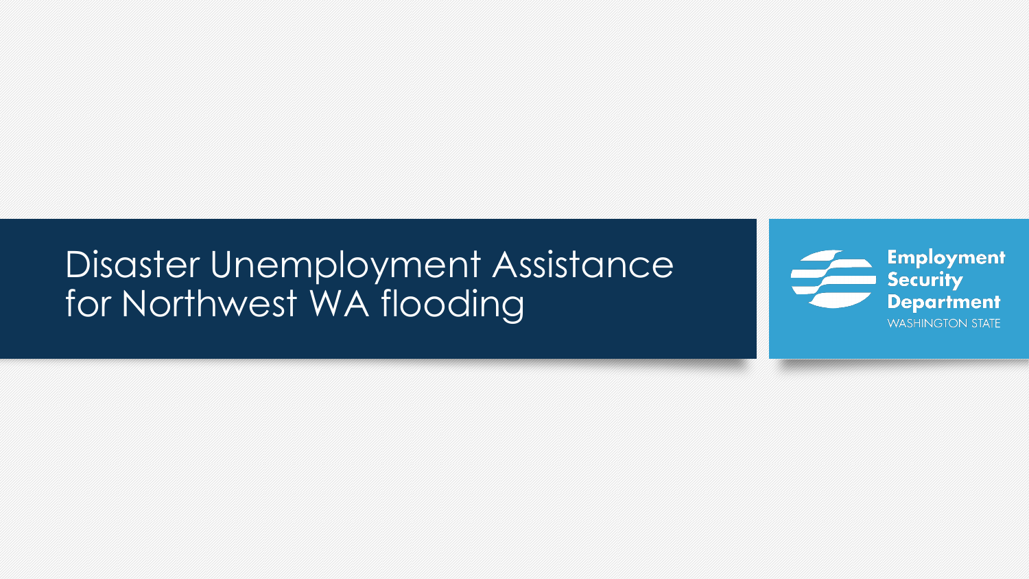# Disaster Unemployment Assistance for Northwest WA flooding

Employment Security Department

WASHINGTON STATE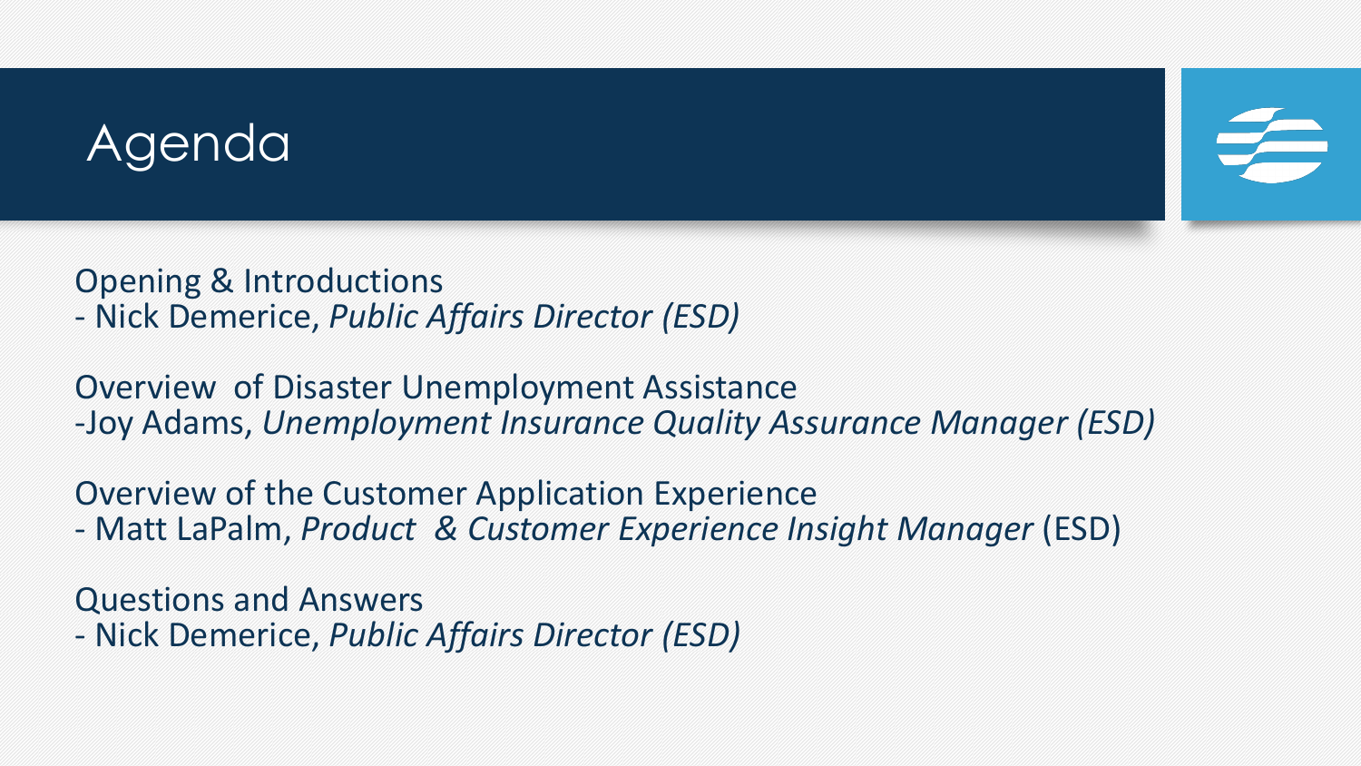# Agenda

Opening & Introductions
- Nick Demerice, *Public Affairs Director (ESD)*

Overview  of Disaster Unemployment Assistance
-Joy Adams, *Unemployment Insurance Quality Assurance Manager (ESD)*

Overview of the Customer Application Experience
- Matt LaPalm, *Product  & Customer Experience Insight Manager* (ESD)

Questions and Answers
- Nick Demerice, *Public Affairs Director (ESD)*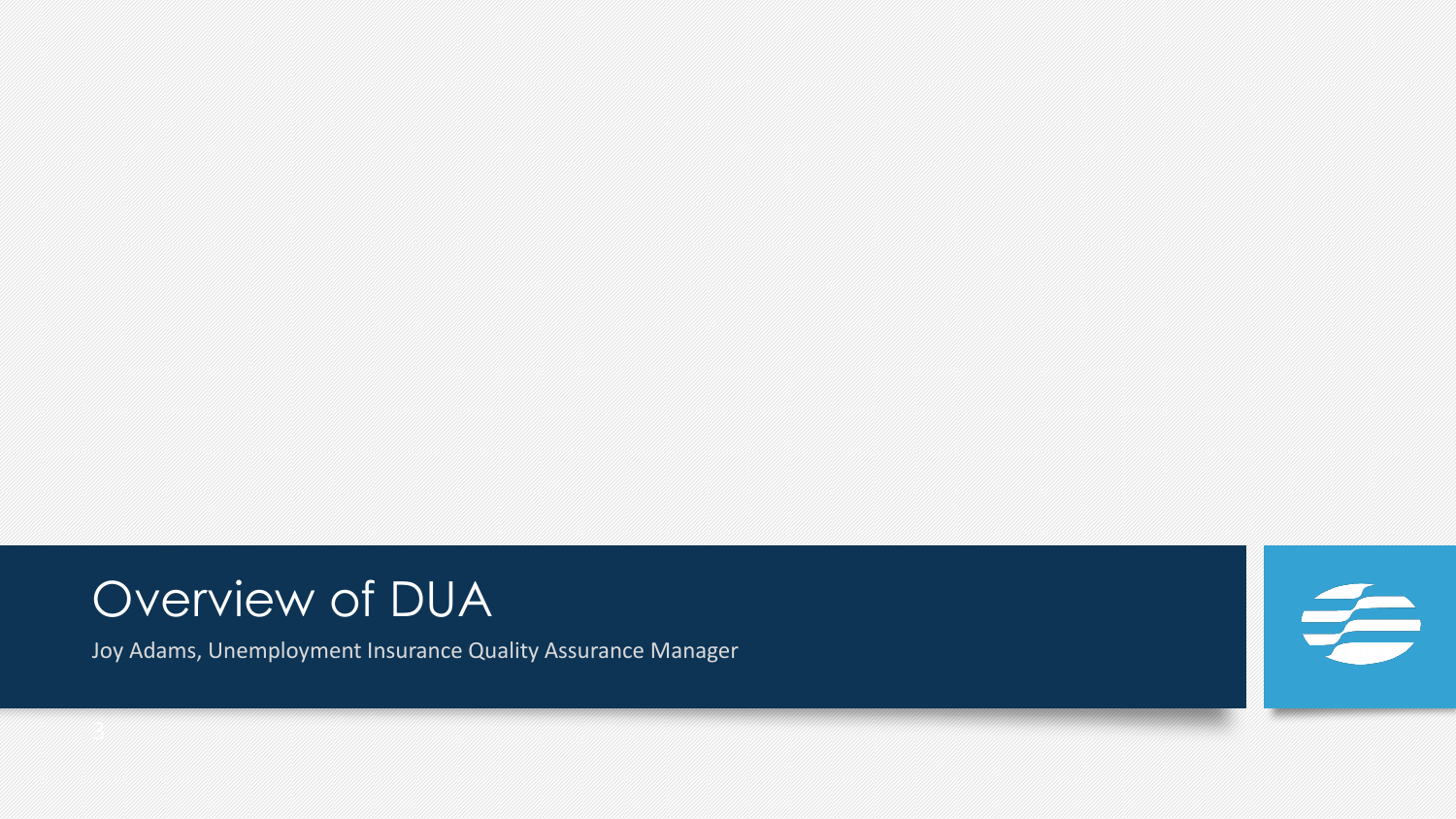# Overview of DUA

Joy Adams, Unemployment Insurance Quality Assurance Manager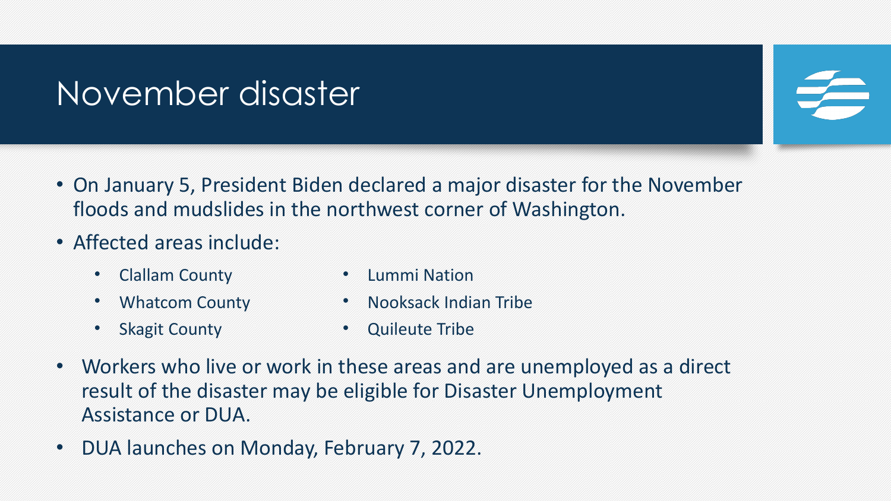# November disaster

- On January 5, President Biden declared a major disaster for the November floods and mudslides in the northwest corner of Washington.
- Affected areas include:
  - Clallam County
  - Whatcom County
  - Skagit County
  - Lummi Nation
  - Nooksack Indian Tribe
  - Quileute Tribe
- Workers who live or work in these areas and are unemployed as a direct result of the disaster may be eligible for Disaster Unemployment Assistance or DUA.
- DUA launches on Monday, February 7, 2022.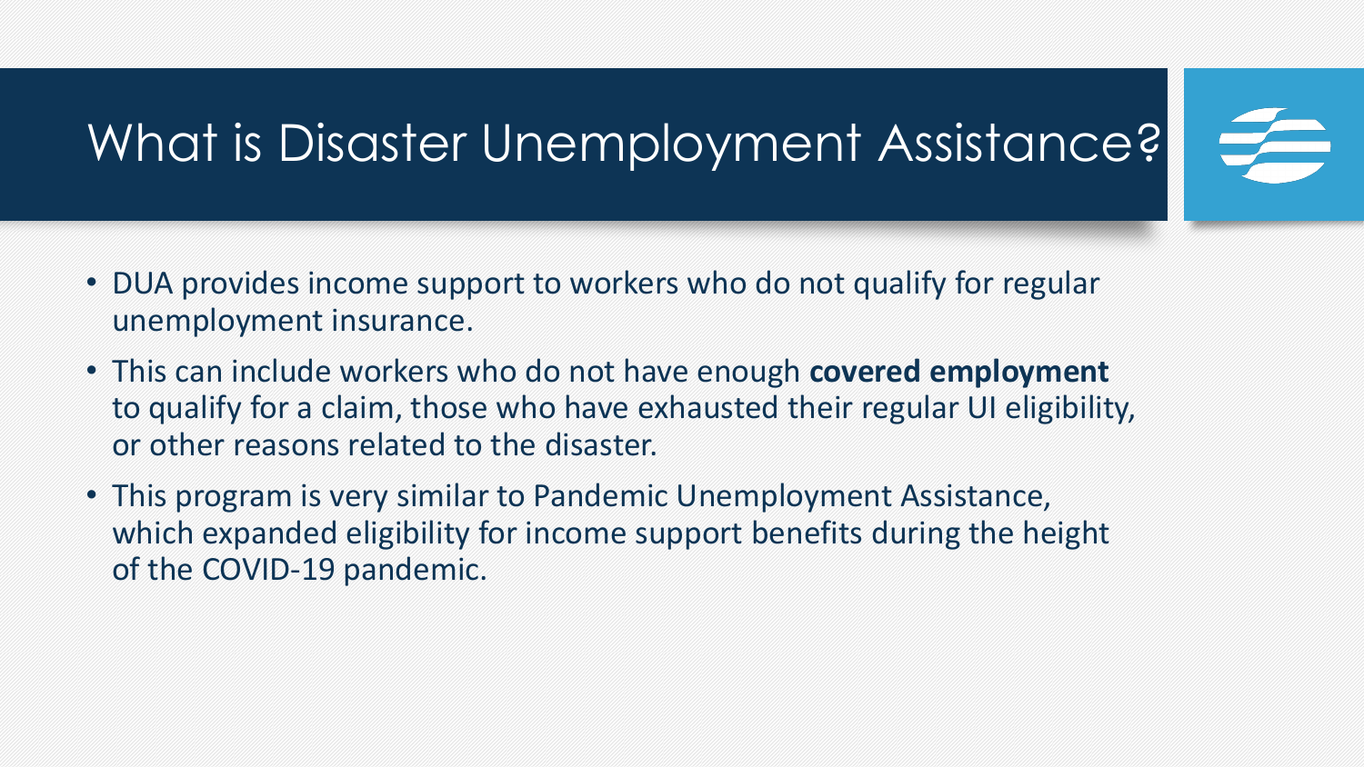# What is Disaster Unemployment Assistance?

- DUA provides income support to workers who do not qualify for regular unemployment insurance.
- This can include workers who do not have enough **covered employment** to qualify for a claim, those who have exhausted their regular UI eligibility, or other reasons related to the disaster.
- This program is very similar to Pandemic Unemployment Assistance, which expanded eligibility for income support benefits during the height of the COVID-19 pandemic.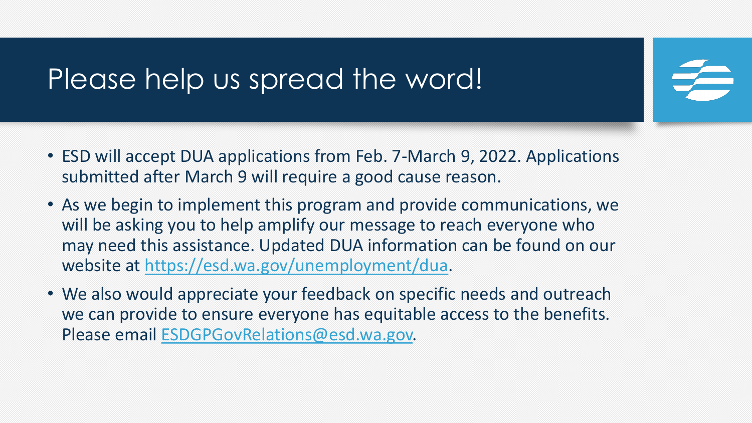# Please help us spread the word!

- ESD will accept DUA applications from Feb. 7-March 9, 2022. Applications submitted after March 9 will require a good cause reason.
- As we begin to implement this program and provide communications, we will be asking you to help amplify our message to reach everyone who may need this assistance. Updated DUA information can be found on our website at https://esd.wa.gov/unemployment/dua.
- We also would appreciate your feedback on specific needs and outreach we can provide to ensure everyone has equitable access to the benefits. Please email ESDGPGovRelations@esd.wa.gov.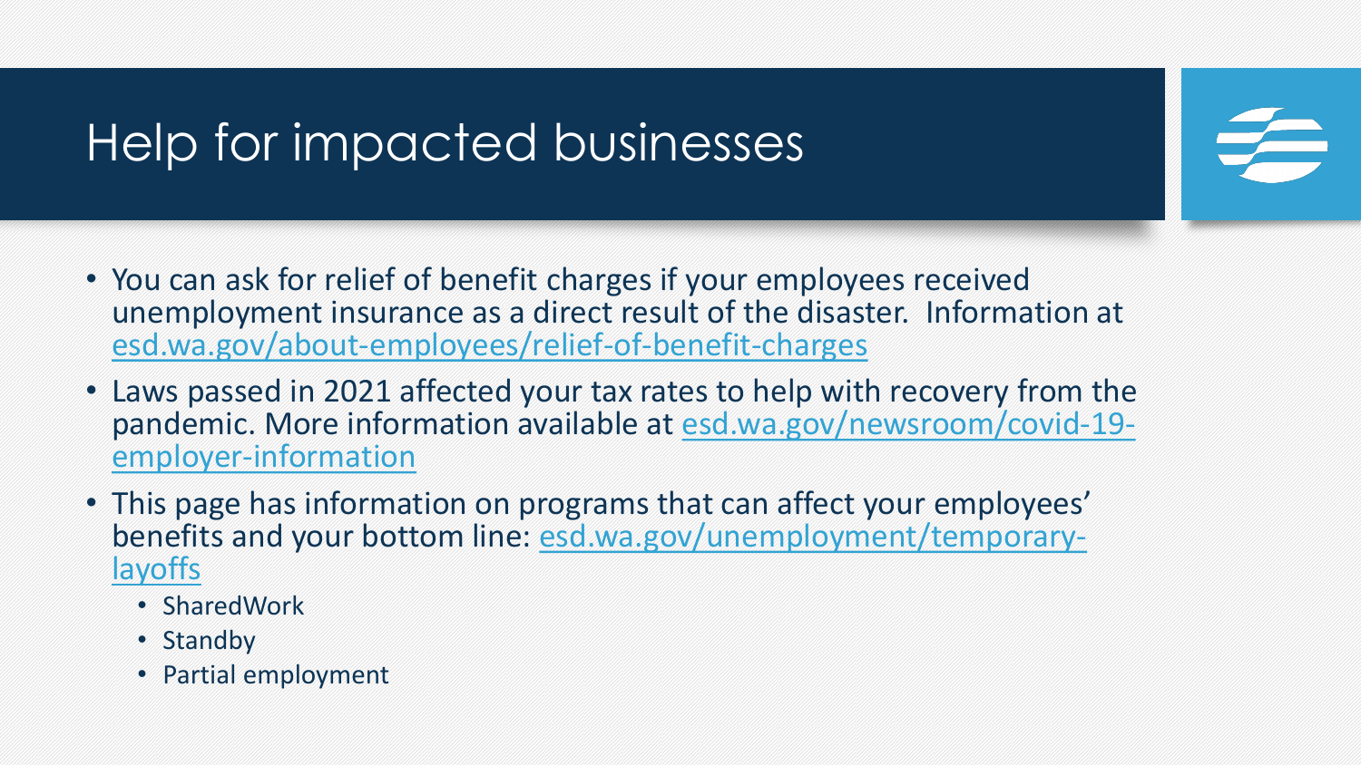# Help for impacted businesses

- You can ask for relief of benefit charges if your employees received unemployment insurance as a direct result of the disaster. Information at esd.wa.gov/about-employees/relief-of-benefit-charges
- Laws passed in 2021 affected your tax rates to help with recovery from the pandemic. More information available at esd.wa.gov/newsroom/covid-19-employer-information
- This page has information on programs that can affect your employees' benefits and your bottom line: esd.wa.gov/unemployment/temporary-layoffs
  - SharedWork
  - Standby
  - Partial employment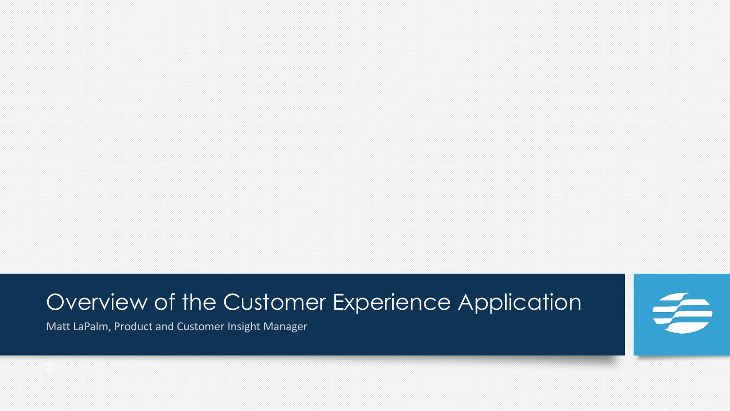# Overview of the Customer Experience Application

Matt LaPalm, Product and Customer Insight Manager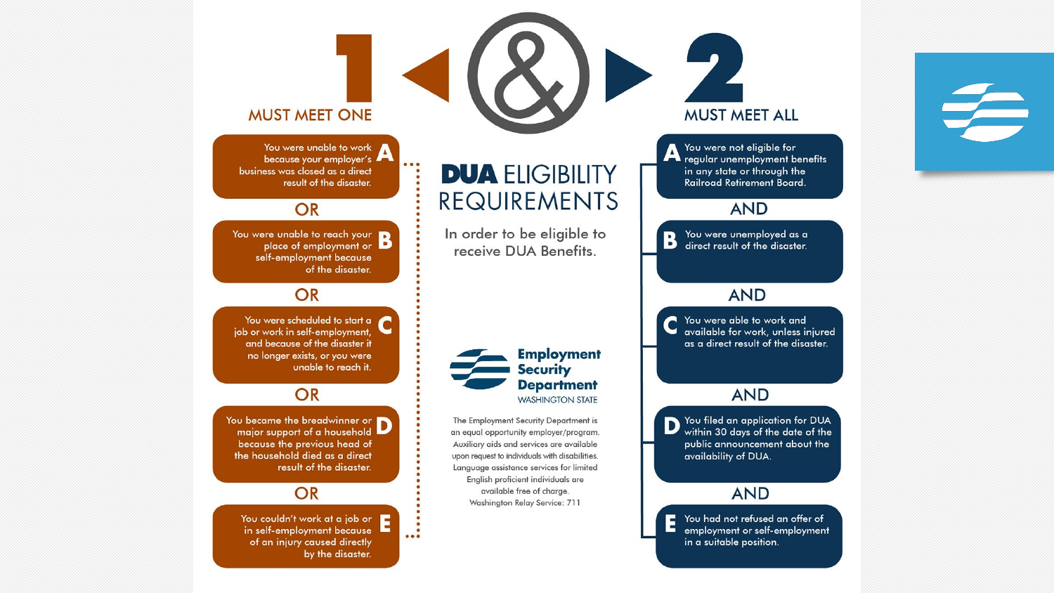# DUA ELIGIBILITY REQUIREMENTS

In order to be eligible to receive DUA Benefits.

## 1 MUST MEET ONE

**A** You were unable to work because your employer's business was closed as a direct result of the disaster.

OR

**B** You were unable to reach your place of employment or self-employment because of the disaster.

OR

**C** You were scheduled to start a job or work in self-employment, and because of the disaster it no longer exists, or you were unable to reach it.

OR

**D** You became the breadwinner or major support of a household because the previous head of the household died as a direct result of the disaster.

OR

**E** You couldn't work at a job or in self-employment because of an injury caused directly by the disaster.

## &

## 2 MUST MEET ALL

**A** You were not eligible for regular unemployment benefits in any state or through the Railroad Retirement Board.

AND

**B** You were unemployed as a direct result of the disaster.

AND

**C** You were able to work and available for work, unless injured as a direct result of the disaster.

AND

**D** You filed an application for DUA within 30 days of the date of the public announcement about the availability of DUA.

AND

**E** You had not refused an offer of employment or self-employment in a suitable position.

**Employment Security Department**
WASHINGTON STATE

The Employment Security Department is an equal opportunity employer/program. Auxiliary aids and services are available upon request to individuals with disabilities. Language assistance services for limited English proficient individuals are available free of charge. Washington Relay Service: 711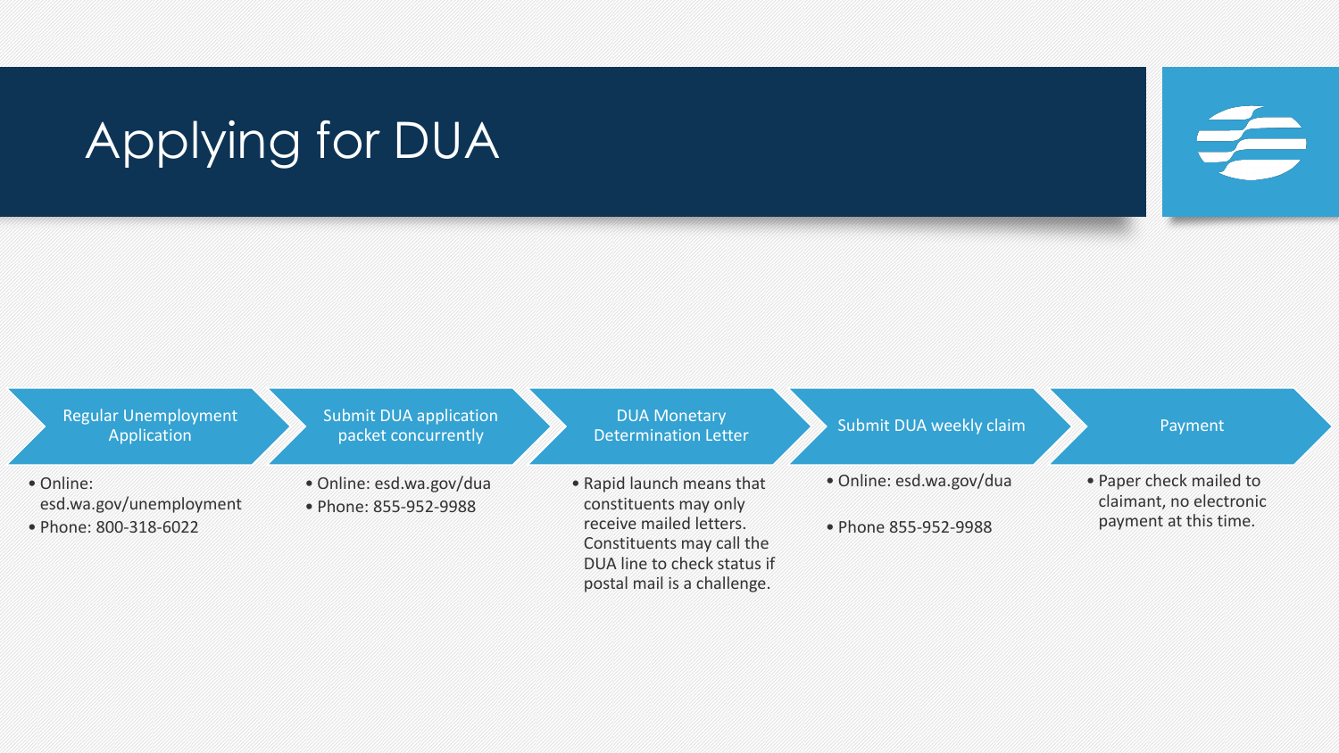# Applying for DUA

## Regular Unemployment Application

- Online: esd.wa.gov/unemployment
- Phone: 800-318-6022

## Submit DUA application packet concurrently

- Online: esd.wa.gov/dua
- Phone: 855-952-9988

## DUA Monetary Determination Letter

- Rapid launch means that constituents may only receive mailed letters. Constituents may call the DUA line to check status if postal mail is a challenge.

## Submit DUA weekly claim

- Online: esd.wa.gov/dua
- Phone 855-952-9988

## Payment

- Paper check mailed to claimant, no electronic payment at this time.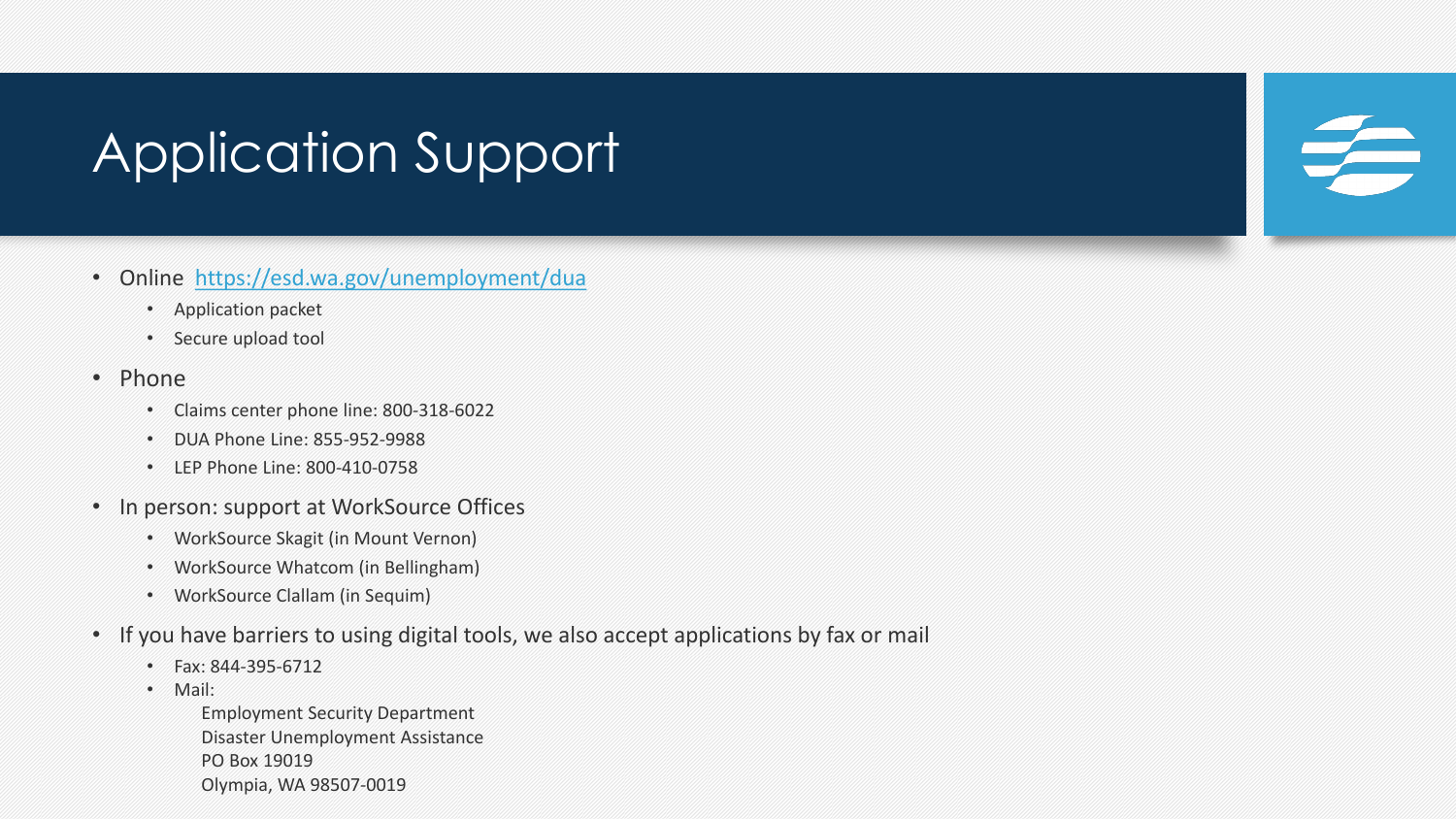# Application Support

- Online [https://esd.wa.gov/unemployment/dua](https://esd.wa.gov/unemployment/dua)
  - Application packet
  - Secure upload tool
- Phone
  - Claims center phone line: 800-318-6022
  - DUA Phone Line: 855-952-9988
  - LEP Phone Line: 800-410-0758
- In person: support at WorkSource Offices
  - WorkSource Skagit (in Mount Vernon)
  - WorkSource Whatcom (in Bellingham)
  - WorkSource Clallam (in Sequim)
- If you have barriers to using digital tools, we also accept applications by fax or mail
  - Fax: 844-395-6712
  - Mail:

    Employment Security Department
    Disaster Unemployment Assistance
    PO Box 19019
    Olympia, WA 98507-0019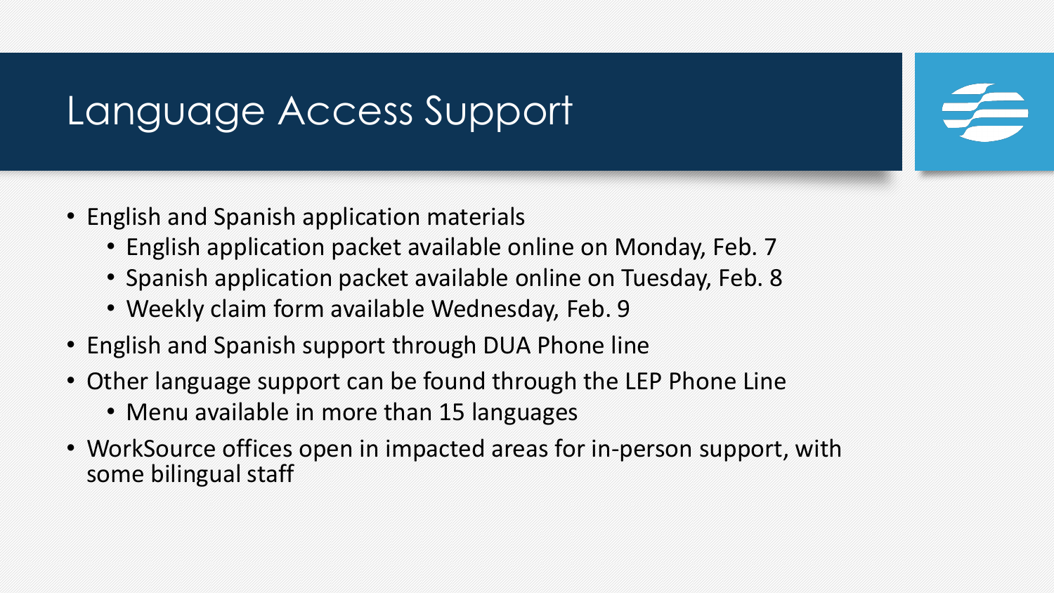# Language Access Support

- English and Spanish application materials
  - English application packet available online on Monday, Feb. 7
  - Spanish application packet available online on Tuesday, Feb. 8
  - Weekly claim form available Wednesday, Feb. 9
- English and Spanish support through DUA Phone line
- Other language support can be found through the LEP Phone Line
  - Menu available in more than 15 languages
- WorkSource offices open in impacted areas for in-person support, with some bilingual staff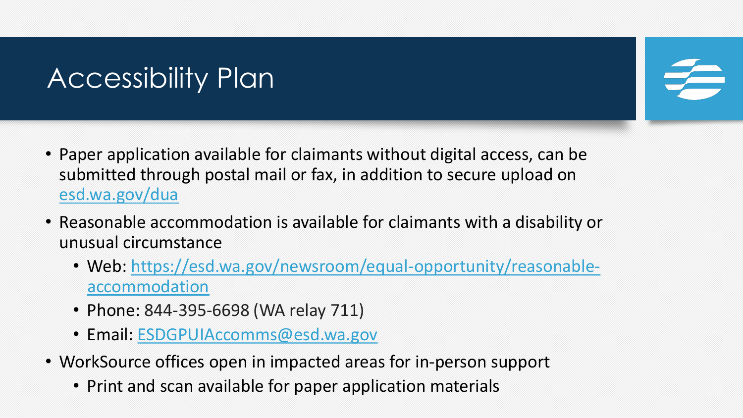# Accessibility Plan

- Paper application available for claimants without digital access, can be submitted through postal mail or fax, in addition to secure upload on esd.wa.gov/dua
- Reasonable accommodation is available for claimants with a disability or unusual circumstance
  - Web: https://esd.wa.gov/newsroom/equal-opportunity/reasonable-accommodation
  - Phone: 844-395-6698 (WA relay 711)
  - Email: ESDGPUIAccomms@esd.wa.gov
- WorkSource offices open in impacted areas for in-person support
  - Print and scan available for paper application materials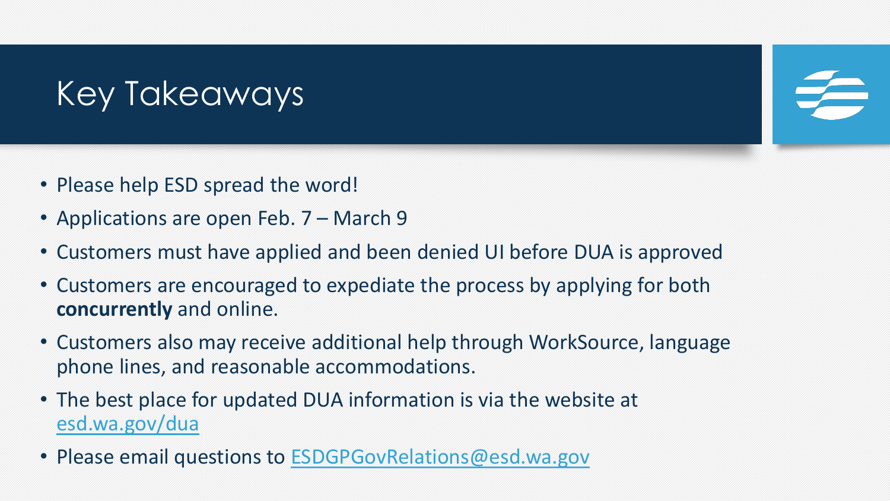# Key Takeaways

- Please help ESD spread the word!
- Applications are open Feb. 7 – March 9
- Customers must have applied and been denied UI before DUA is approved
- Customers are encouraged to expedite the process by applying for both **concurrently** and online.
- Customers also may receive additional help through WorkSource, language phone lines, and reasonable accommodations.
- The best place for updated DUA information is via the website at esd.wa.gov/dua
- Please email questions to ESDGPGovRelations@esd.wa.gov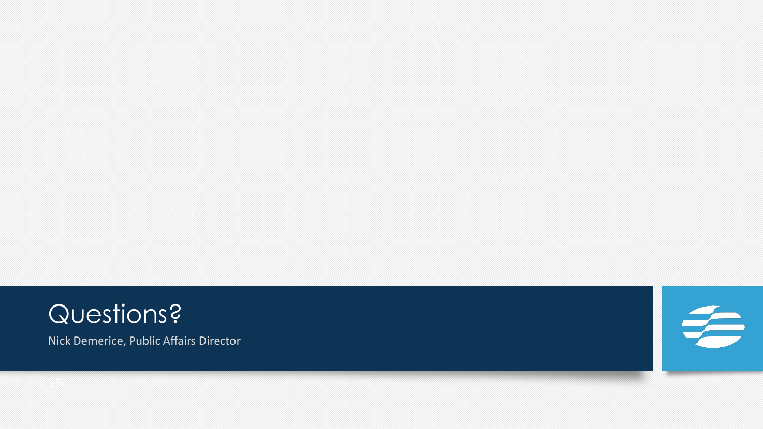# Questions?

Nick Demerice, Public Affairs Director